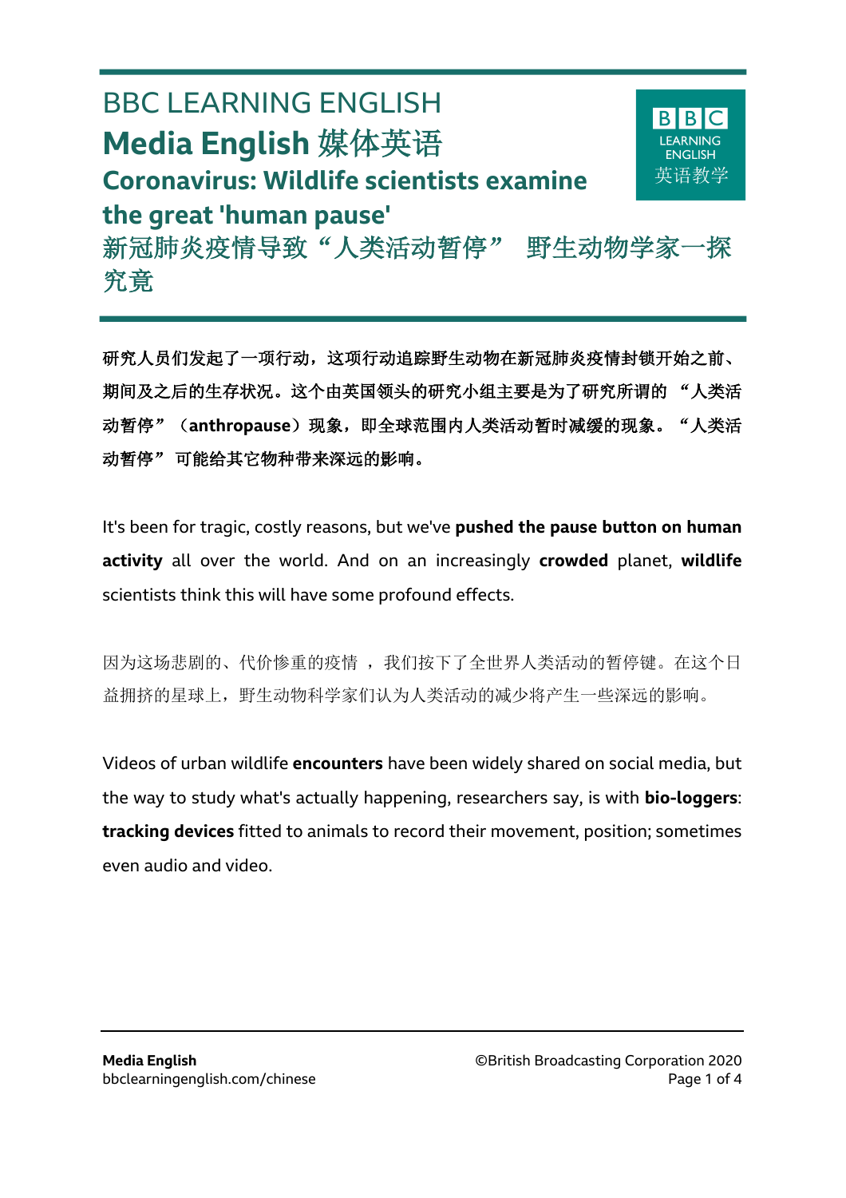# BBC LEARNING ENGLISH

## Media English 媒体英语

### Coronavirus: Wildlife scientists examine the great 'human pause'

### 新冠肺炎疫情导致“人类活动暂停” 野生动物学家一探究竟

**研究人员们发起了一项行动，这项行动追踪野生动物在新冠肺炎疫情封锁开始之前、期间及之后的生存状况。这个由英国领头的研究小组主要是为了研究所谓的 “人类活动暂停”（anthropause）现象，即全球范围内人类活动暂时减缓的现象。“人类活动暂停” 可能给其它物种带来深远的影响。**

It's been for tragic, costly reasons, but we've **pushed the pause button on human activity** all over the world. And on an increasingly **crowded** planet, **wildlife** scientists think this will have some profound effects.

因为这场悲剧的、代价惨重的疫情 ，我们按下了全世界人类活动的暂停键。在这个日益拥挤的星球上，野生动物科学家们认为人类活动的减少将产生一些深远的影响。

Videos of urban wildlife **encounters** have been widely shared on social media, but the way to study what's actually happening, researchers say, is with **bio-loggers**: **tracking devices** fitted to animals to record their movement, position; sometimes even audio and video.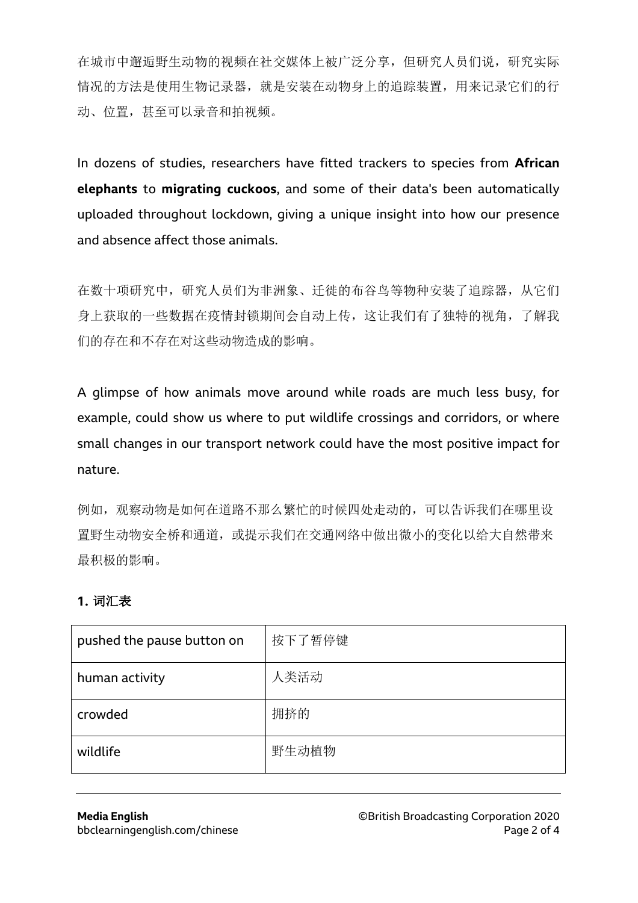在城市中邂逅野生动物的视频在社交媒体上被广泛分享，但研究人员们说，研究实际情况的方法是使用生物记录器，就是安装在动物身上的追踪装置，用来记录它们的行动、位置，甚至可以录音和拍视频。

In dozens of studies, researchers have fitted trackers to species from **African elephants** to **migrating cuckoos**, and some of their data's been automatically uploaded throughout lockdown, giving a unique insight into how our presence and absence affect those animals.

在数十项研究中，研究人员们为非洲象、迁徙的布谷鸟等物种安装了追踪器，从它们身上获取的一些数据在疫情封锁期间会自动上传，这让我们有了独特的视角，了解我们的存在和不存在对这些动物造成的影响。

A glimpse of how animals move around while roads are much less busy, for example, could show us where to put wildlife crossings and corridors, or where small changes in our transport network could have the most positive impact for nature.

例如，观察动物是如何在道路不那么繁忙的时候四处走动的，可以告诉我们在哪里设置野生动物安全桥和通道，或提示我们在交通网络中做出微小的变化以给大自然带来最积极的影响。

**1. 词汇表**

| pushed the pause button on | 按下了暂停键 |
| --- | --- |
| human activity | 人类活动 |
| crowded | 拥挤的 |
| wildlife | 野生动植物 |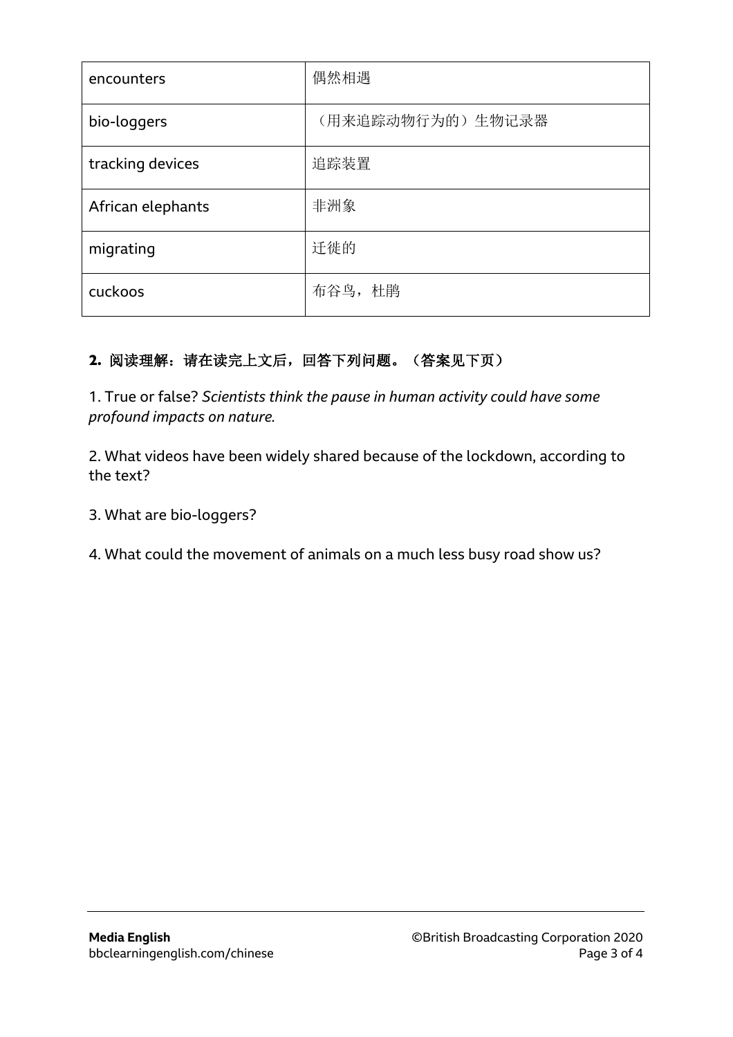| encounters | 偶然相遇 |
|---|---|
| bio-loggers | （用来追踪动物行为的）生物记录器 |
| tracking devices | 追踪装置 |
| African elephants | 非洲象 |
| migrating | 迁徙的 |
| cuckoos | 布谷鸟，杜鹃 |

**2. 阅读理解：请在读完上文后，回答下列问题。（答案见下页）**

1. True or false? *Scientists think the pause in human activity could have some profound impacts on nature.*

2. What videos have been widely shared because of the lockdown, according to the text?

3. What are bio-loggers?

4. What could the movement of animals on a much less busy road show us?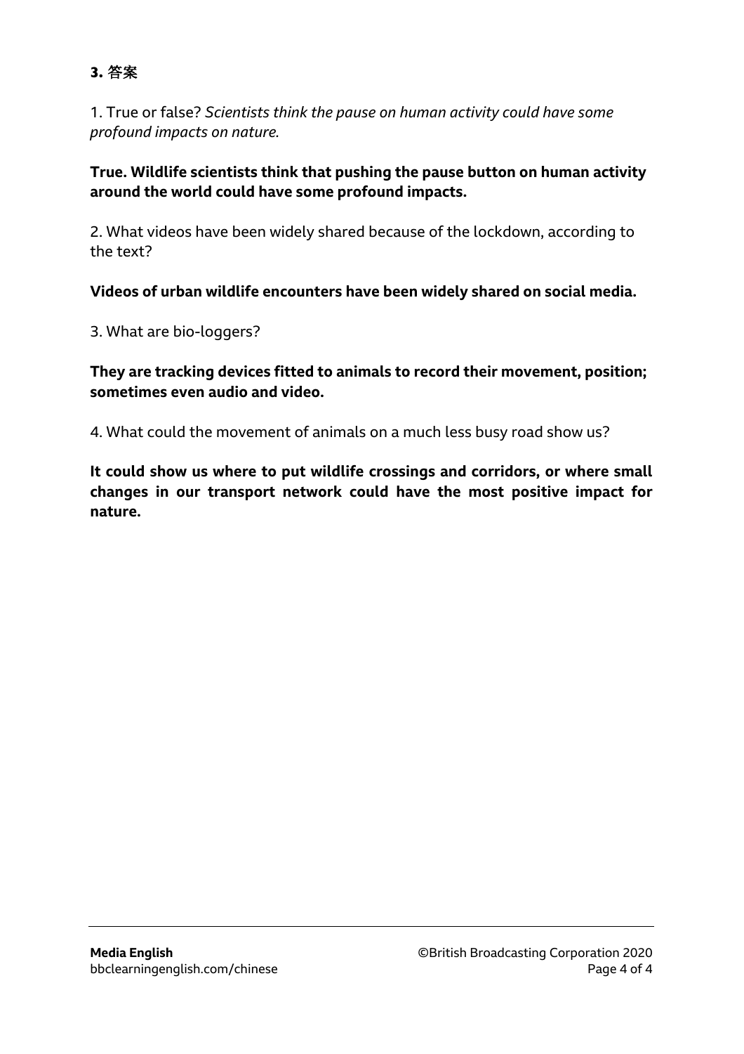### 3. 答案

1. True or false? *Scientists think the pause on human activity could have some profound impacts on nature.*

**True. Wildlife scientists think that pushing the pause button on human activity around the world could have some profound impacts.**

2. What videos have been widely shared because of the lockdown, according to the text?

**Videos of urban wildlife encounters have been widely shared on social media.**

3. What are bio-loggers?

**They are tracking devices fitted to animals to record their movement, position; sometimes even audio and video.**

4. What could the movement of animals on a much less busy road show us?

**It could show us where to put wildlife crossings and corridors, or where small changes in our transport network could have the most positive impact for nature.**